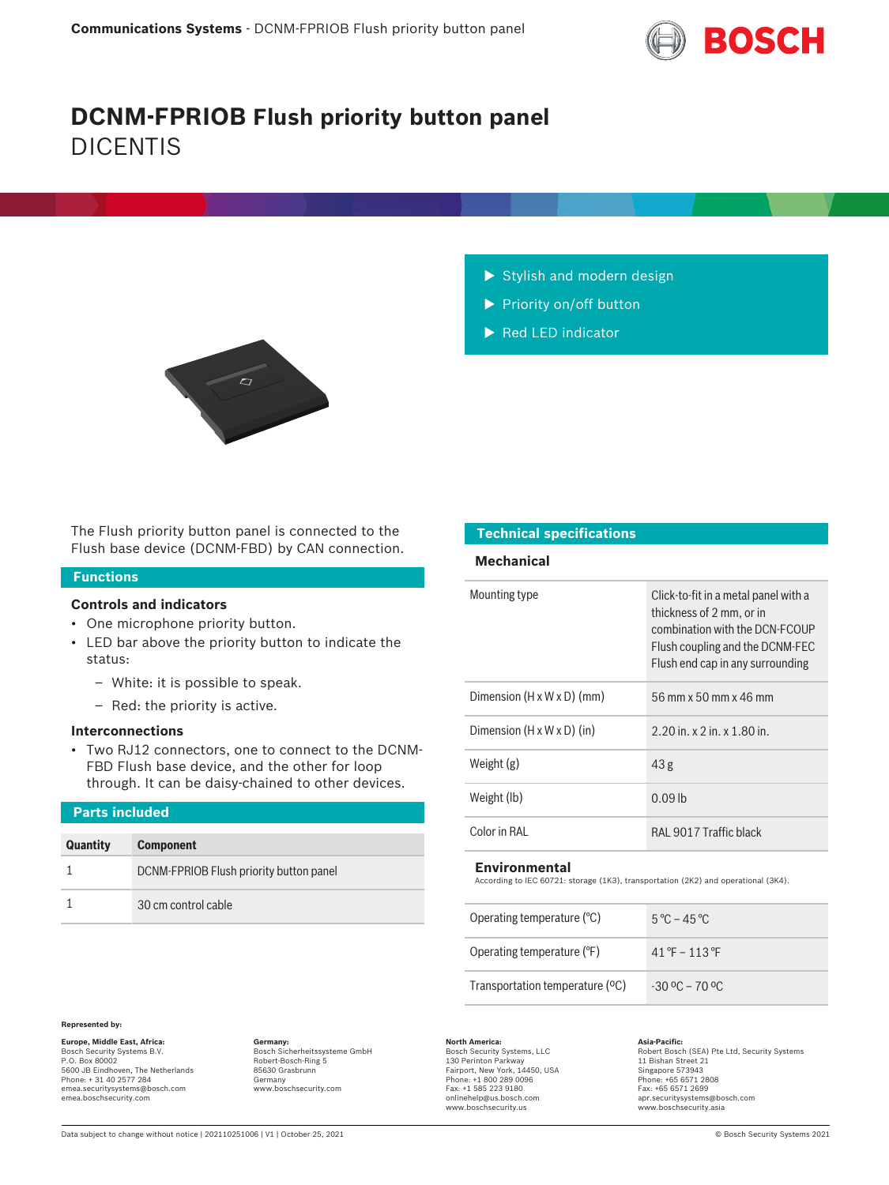# DCNM-FPRIOB Flush priority button panel

DICENTIS

- Stylish and modern design
- Priority on/off button
- Red LED indicator

The Flush priority button panel is connected to the Flush base device (DCNM-FBD) by CAN connection.

## Functions

### Controls and indicators

- One microphone priority button.
- LED bar above the priority button to indicate the status:
  - White: it is possible to speak.
  - Red: the priority is active.

### Interconnections

- Two RJ12 connectors, one to connect to the DCNM-FBD Flush base device, and the other for loop through. It can be daisy-chained to other devices.

## Parts included

| Quantity | Component |
| --- | --- |
| 1 | DCNM-FPRIOB Flush priority button panel |
| 1 | 30 cm control cable |

## Technical specifications

### Mechanical

| | |
| --- | --- |
| Mounting type | Click-to-fit in a metal panel with a thickness of 2 mm, or in combination with the DCN-FCOUP Flush coupling and the DCNM-FEC Flush end cap in any surrounding |
| Dimension (H x W x D) (mm) | 56 mm x 50 mm x 46 mm |
| Dimension (H x W x D) (in) | 2.20 in. x 2 in. x 1.80 in. |
| Weight (g) | 43 g |
| Weight (lb) | 0.09 lb |
| Color in RAL | RAL 9017 Traffic black |

### Environmental

According to IEC 60721: storage (1K3), transportation (2K2) and operational (3K4).

| | |
| --- | --- |
| Operating temperature (°C) | 5 °C – 45 °C |
| Operating temperature (°F) | 41 °F – 113 °F |
| Transportation temperature (ºC) | -30 ºC – 70 ºC |

**Represented by:**

**Europe, Middle East, Africa:**
Bosch Security Systems B.V.
P.O. Box 80002
5600 JB Eindhoven, The Netherlands
Phone: + 31 40 2577 284
emea.securitysystems@bosch.com
emea.boschsecurity.com

**Germany:**
Bosch Sicherheitssysteme GmbH
Robert-Bosch-Ring 5
85630 Grasbrunn
Germany
www.boschsecurity.com

**North America:**
Bosch Security Systems, LLC
130 Perinton Parkway
Fairport, New York, 14450, USA
Phone: +1 800 289 0096
Fax: +1 585 223 9180
onlinehelp@us.bosch.com
www.boschsecurity.us

**Asia-Pacific:**
Robert Bosch (SEA) Pte Ltd, Security Systems
11 Bishan Street 21
Singapore 573943
Phone: +65 6571 2808
Fax: +65 6571 2699
apr.securitysystems@bosch.com
www.boschsecurity.asia

Data subject to change without notice | 202110251006 | V1 | October 25, 2021

© Bosch Security Systems 2021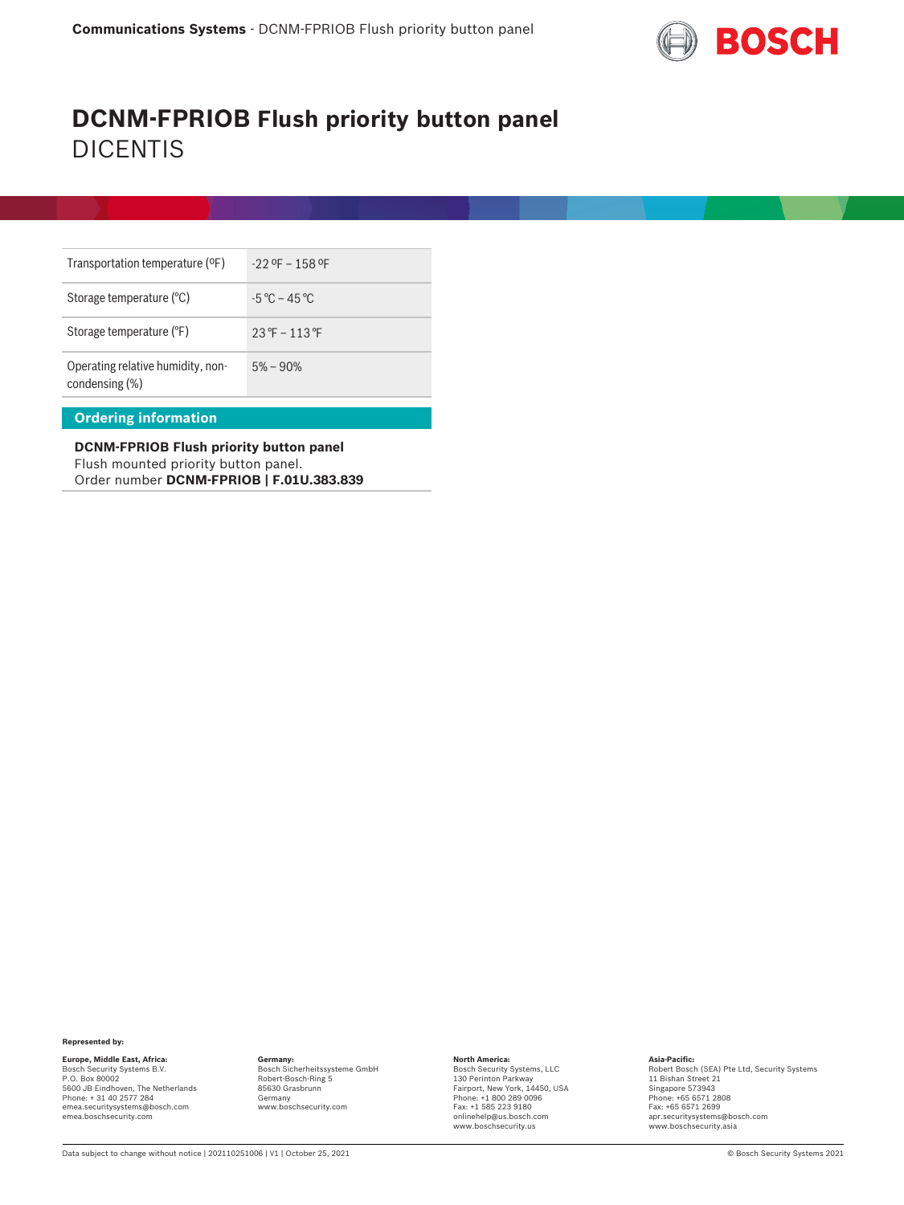| | |
|---|---|
| Transportation temperature (ºF) | -22 ºF – 158 ºF |
| Storage temperature (°C) | -5 °C – 45 °C |
| Storage temperature (°F) | 23 °F – 113 °F |
| Operating relative humidity, non-condensing (%) | 5% – 90% |

## Ordering information

**DCNM-FPRIOB Flush priority button panel**
Flush mounted priority button panel.
Order number **DCNM-FPRIOB | F.01U.383.839**

**Represented by:**

**Europe, Middle East, Africa:**
Bosch Security Systems B.V.
P.O. Box 80002
5600 JB Eindhoven, The Netherlands
Phone: + 31 40 2577 284
emea.securitysystems@bosch.com
emea.boschsecurity.com

**Germany:**
Bosch Sicherheitssysteme GmbH
Robert-Bosch-Ring 5
85630 Grasbrunn
Germany
www.boschsecurity.com

**North America:**
Bosch Security Systems, LLC
130 Perinton Parkway
Fairport, New York, 14450, USA
Phone: +1 800 289 0096
Fax: +1 585 223 9180
onlinehelp@us.bosch.com
www.boschsecurity.us

**Asia-Pacific:**
Robert Bosch (SEA) Pte Ltd, Security Systems
11 Bishan Street 21
Singapore 573943
Phone: +65 6571 2808
Fax: +65 6571 2699
apr.securitysystems@bosch.com
www.boschsecurity.asia

Data subject to change without notice | 202110251006 | V1 | October 25, 2021

© Bosch Security Systems 2021